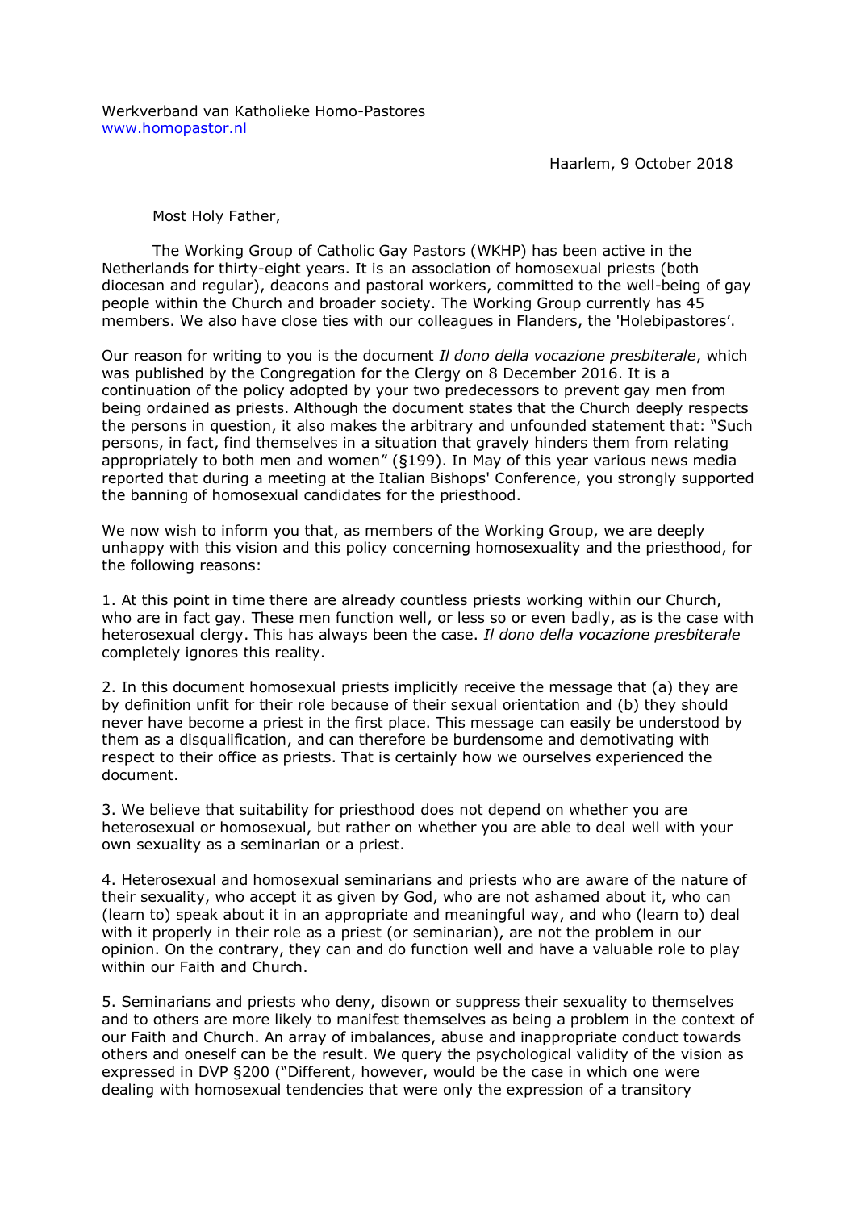Werkverband van Katholieke Homo-Pastores
www.homopastor.nl

Haarlem, 9 October 2018

Most Holy Father,

The Working Group of Catholic Gay Pastors (WKHP) has been active in the Netherlands for thirty-eight years. It is an association of homosexual priests (both diocesan and regular), deacons and pastoral workers, committed to the well-being of gay people within the Church and broader society. The Working Group currently has 45 members. We also have close ties with our colleagues in Flanders, the 'Holebipastores'.

Our reason for writing to you is the document *Il dono della vocazione presbiterale*, which was published by the Congregation for the Clergy on 8 December 2016. It is a continuation of the policy adopted by your two predecessors to prevent gay men from being ordained as priests. Although the document states that the Church deeply respects the persons in question, it also makes the arbitrary and unfounded statement that: "Such persons, in fact, find themselves in a situation that gravely hinders them from relating appropriately to both men and women" (§199). In May of this year various news media reported that during a meeting at the Italian Bishops' Conference, you strongly supported the banning of homosexual candidates for the priesthood.

We now wish to inform you that, as members of the Working Group, we are deeply unhappy with this vision and this policy concerning homosexuality and the priesthood, for the following reasons:

1. At this point in time there are already countless priests working within our Church, who are in fact gay. These men function well, or less so or even badly, as is the case with heterosexual clergy. This has always been the case. *Il dono della vocazione presbiterale* completely ignores this reality.

2. In this document homosexual priests implicitly receive the message that (a) they are by definition unfit for their role because of their sexual orientation and (b) they should never have become a priest in the first place. This message can easily be understood by them as a disqualification, and can therefore be burdensome and demotivating with respect to their office as priests. That is certainly how we ourselves experienced the document.

3. We believe that suitability for priesthood does not depend on whether you are heterosexual or homosexual, but rather on whether you are able to deal well with your own sexuality as a seminarian or a priest.

4. Heterosexual and homosexual seminarians and priests who are aware of the nature of their sexuality, who accept it as given by God, who are not ashamed about it, who can (learn to) speak about it in an appropriate and meaningful way, and who (learn to) deal with it properly in their role as a priest (or seminarian), are not the problem in our opinion. On the contrary, they can and do function well and have a valuable role to play within our Faith and Church.

5. Seminarians and priests who deny, disown or suppress their sexuality to themselves and to others are more likely to manifest themselves as being a problem in the context of our Faith and Church. An array of imbalances, abuse and inappropriate conduct towards others and oneself can be the result. We query the psychological validity of the vision as expressed in DVP §200 ("Different, however, would be the case in which one were dealing with homosexual tendencies that were only the expression of a transitory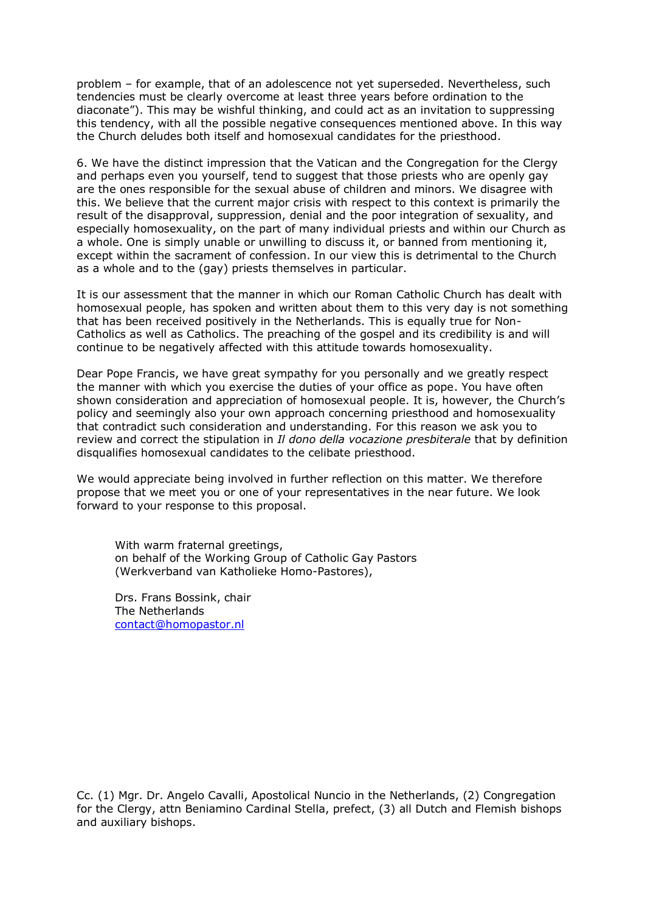problem – for example, that of an adolescence not yet superseded. Nevertheless, such tendencies must be clearly overcome at least three years before ordination to the diaconate"). This may be wishful thinking, and could act as an invitation to suppressing this tendency, with all the possible negative consequences mentioned above. In this way the Church deludes both itself and homosexual candidates for the priesthood.

6. We have the distinct impression that the Vatican and the Congregation for the Clergy and perhaps even you yourself, tend to suggest that those priests who are openly gay are the ones responsible for the sexual abuse of children and minors. We disagree with this. We believe that the current major crisis with respect to this context is primarily the result of the disapproval, suppression, denial and the poor integration of sexuality, and especially homosexuality, on the part of many individual priests and within our Church as a whole. One is simply unable or unwilling to discuss it, or banned from mentioning it, except within the sacrament of confession. In our view this is detrimental to the Church as a whole and to the (gay) priests themselves in particular.

It is our assessment that the manner in which our Roman Catholic Church has dealt with homosexual people, has spoken and written about them to this very day is not something that has been received positively in the Netherlands. This is equally true for Non-Catholics as well as Catholics. The preaching of the gospel and its credibility is and will continue to be negatively affected with this attitude towards homosexuality.

Dear Pope Francis, we have great sympathy for you personally and we greatly respect the manner with which you exercise the duties of your office as pope. You have often shown consideration and appreciation of homosexual people. It is, however, the Church's policy and seemingly also your own approach concerning priesthood and homosexuality that contradict such consideration and understanding. For this reason we ask you to review and correct the stipulation in *Il dono della vocazione presbiterale* that by definition disqualifies homosexual candidates to the celibate priesthood.

We would appreciate being involved in further reflection on this matter. We therefore propose that we meet you or one of your representatives in the near future. We look forward to your response to this proposal.

With warm fraternal greetings,
on behalf of the Working Group of Catholic Gay Pastors
(Werkverband van Katholieke Homo-Pastores),

Drs. Frans Bossink, chair
The Netherlands
contact@homopastor.nl

Cc. (1) Mgr. Dr. Angelo Cavalli, Apostolical Nuncio in the Netherlands, (2) Congregation for the Clergy, attn Beniamino Cardinal Stella, prefect, (3) all Dutch and Flemish bishops and auxiliary bishops.